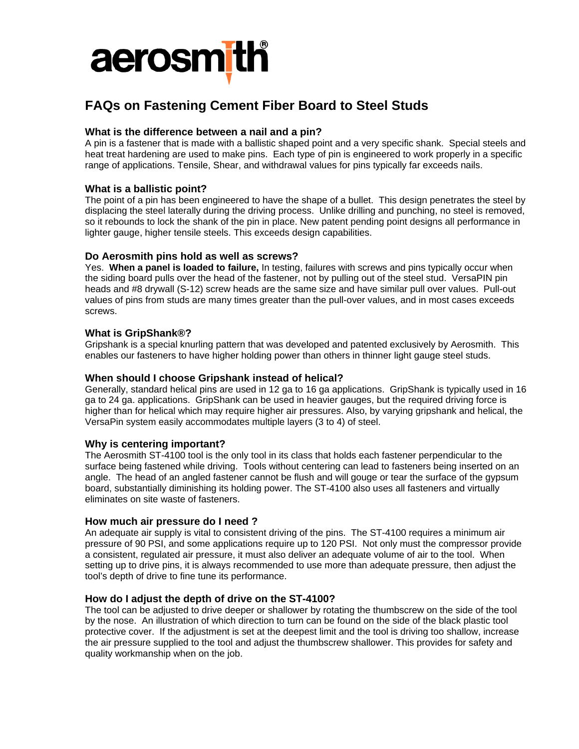aerosmith®

# FAQs on Fastening Cement Fiber Board to Steel Studs

### What is the difference between a nail and a pin?

A pin is a fastener that is made with a ballistic shaped point and a very specific shank. Special steels and heat treat hardening are used to make pins. Each type of pin is engineered to work properly in a specific range of applications. Tensile, Shear, and withdrawal values for pins typically far exceeds nails.

### What is a ballistic point?

The point of a pin has been engineered to have the shape of a bullet. This design penetrates the steel by displacing the steel laterally during the driving process. Unlike drilling and punching, no steel is removed, so it rebounds to lock the shank of the pin in place. New patent pending point designs all performance in lighter gauge, higher tensile steels. This exceeds design capabilities.

### Do Aerosmith pins hold as well as screws?

Yes. **When a panel is loaded to failure,** In testing, failures with screws and pins typically occur when the siding board pulls over the head of the fastener, not by pulling out of the steel stud. VersaPIN pin heads and #8 drywall (S-12) screw heads are the same size and have similar pull over values. Pull-out values of pins from studs are many times greater than the pull-over values, and in most cases exceeds screws.

### What is GripShank®?

Gripshank is a special knurling pattern that was developed and patented exclusively by Aerosmith. This enables our fasteners to have higher holding power than others in thinner light gauge steel studs.

### When should I choose Gripshank instead of helical?

Generally, standard helical pins are used in 12 ga to 16 ga applications. GripShank is typically used in 16 ga to 24 ga. applications. GripShank can be used in heavier gauges, but the required driving force is higher than for helical which may require higher air pressures. Also, by varying gripshank and helical, the VersaPin system easily accommodates multiple layers (3 to 4) of steel.

### Why is centering important?

The Aerosmith ST-4100 tool is the only tool in its class that holds each fastener perpendicular to the surface being fastened while driving. Tools without centering can lead to fasteners being inserted on an angle. The head of an angled fastener cannot be flush and will gouge or tear the surface of the gypsum board, substantially diminishing its holding power. The ST-4100 also uses all fasteners and virtually eliminates on site waste of fasteners.

### How much air pressure do I need ?

An adequate air supply is vital to consistent driving of the pins. The ST-4100 requires a minimum air pressure of 90 PSI, and some applications require up to 120 PSI. Not only must the compressor provide a consistent, regulated air pressure, it must also deliver an adequate volume of air to the tool. When setting up to drive pins, it is always recommended to use more than adequate pressure, then adjust the tool's depth of drive to fine tune its performance.

### How do I adjust the depth of drive on the ST-4100?

The tool can be adjusted to drive deeper or shallower by rotating the thumbscrew on the side of the tool by the nose. An illustration of which direction to turn can be found on the side of the black plastic tool protective cover. If the adjustment is set at the deepest limit and the tool is driving too shallow, increase the air pressure supplied to the tool and adjust the thumbscrew shallower. This provides for safety and quality workmanship when on the job.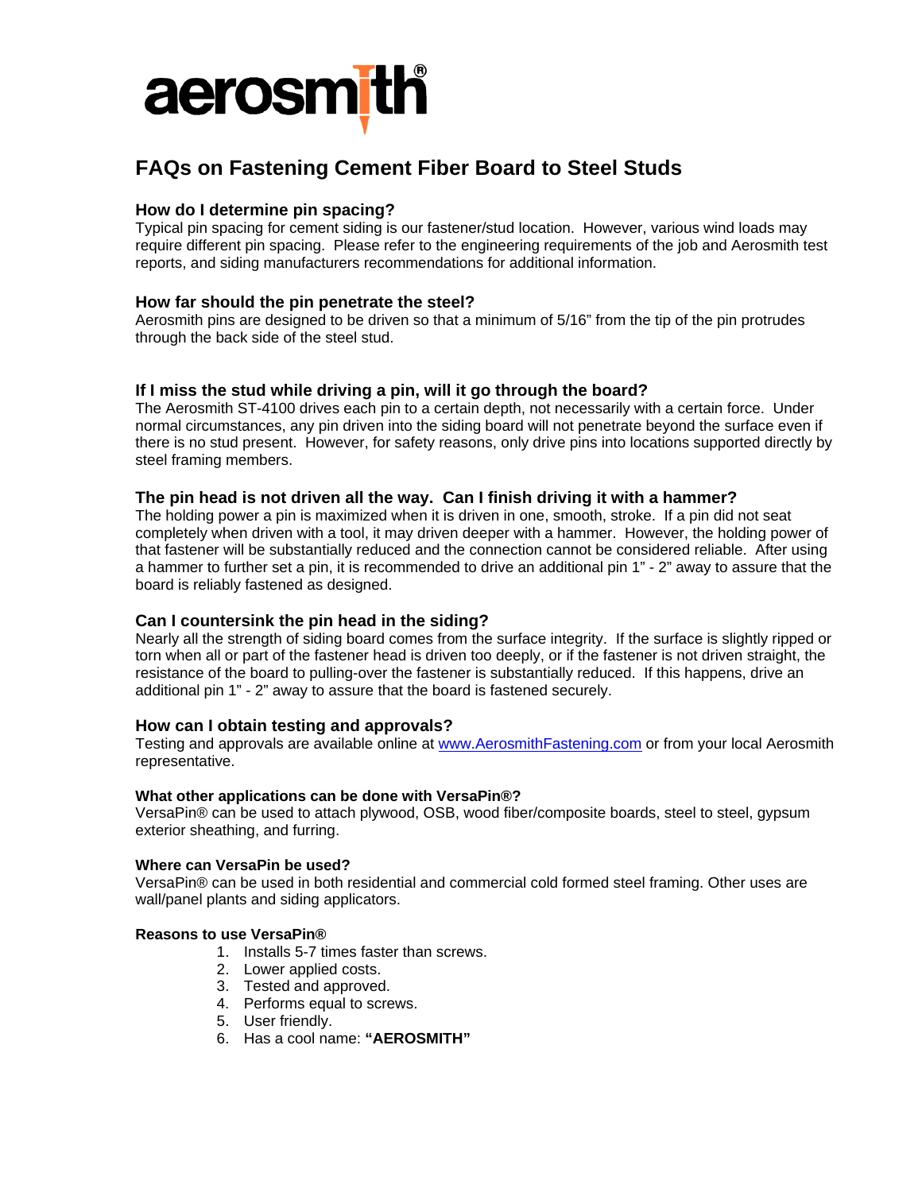# aerosmith®

## FAQs on Fastening Cement Fiber Board to Steel Studs

### How do I determine pin spacing?

Typical pin spacing for cement siding is our fastener/stud location. However, various wind loads may require different pin spacing. Please refer to the engineering requirements of the job and Aerosmith test reports, and siding manufacturers recommendations for additional information.

### How far should the pin penetrate the steel?

Aerosmith pins are designed to be driven so that a minimum of 5/16" from the tip of the pin protrudes through the back side of the steel stud.

### If I miss the stud while driving a pin, will it go through the board?

The Aerosmith ST-4100 drives each pin to a certain depth, not necessarily with a certain force. Under normal circumstances, any pin driven into the siding board will not penetrate beyond the surface even if there is no stud present. However, for safety reasons, only drive pins into locations supported directly by steel framing members.

### The pin head is not driven all the way. Can I finish driving it with a hammer?

The holding power a pin is maximized when it is driven in one, smooth, stroke. If a pin did not seat completely when driven with a tool, it may driven deeper with a hammer. However, the holding power of that fastener will be substantially reduced and the connection cannot be considered reliable. After using a hammer to further set a pin, it is recommended to drive an additional pin 1" - 2" away to assure that the board is reliably fastened as designed.

### Can I countersink the pin head in the siding?

Nearly all the strength of siding board comes from the surface integrity. If the surface is slightly ripped or torn when all or part of the fastener head is driven too deeply, or if the fastener is not driven straight, the resistance of the board to pulling-over the fastener is substantially reduced. If this happens, drive an additional pin 1" - 2" away to assure that the board is fastened securely.

### How can I obtain testing and approvals?

Testing and approvals are available online at www.AerosmithFastening.com or from your local Aerosmith representative.

#### What other applications can be done with VersaPin®?

VersaPin® can be used to attach plywood, OSB, wood fiber/composite boards, steel to steel, gypsum exterior sheathing, and furring.

#### Where can VersaPin be used?

VersaPin® can be used in both residential and commercial cold formed steel framing. Other uses are wall/panel plants and siding applicators.

#### Reasons to use VersaPin®

1. Installs 5-7 times faster than screws.
2. Lower applied costs.
3. Tested and approved.
4. Performs equal to screws.
5. User friendly.
6. Has a cool name: **"AEROSMITH"**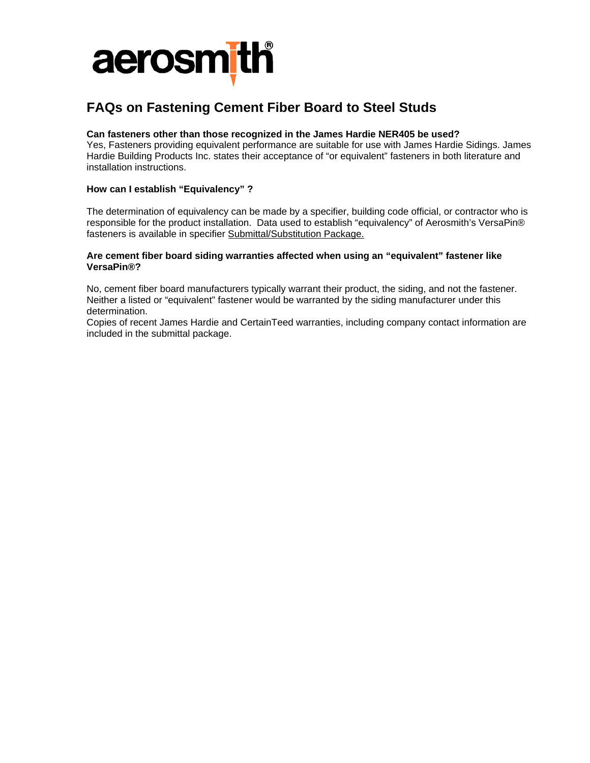aerosmith®

# FAQs on Fastening Cement Fiber Board to Steel Studs

**Can fasteners other than those recognized in the James Hardie NER405 be used?**
Yes, Fasteners providing equivalent performance are suitable for use with James Hardie Sidings. James Hardie Building Products Inc. states their acceptance of "or equivalent" fasteners in both literature and installation instructions.

**How can I establish "Equivalency" ?**

The determination of equivalency can be made by a specifier, building code official, or contractor who is responsible for the product installation. Data used to establish "equivalency" of Aerosmith's VersaPin® fasteners is available in specifier Submittal/Substitution Package.

**Are cement fiber board siding warranties affected when using an "equivalent" fastener like VersaPin®?**

No, cement fiber board manufacturers typically warrant their product, the siding, and not the fastener. Neither a listed or "equivalent" fastener would be warranted by the siding manufacturer under this determination.
Copies of recent James Hardie and CertainTeed warranties, including company contact information are included in the submittal package.